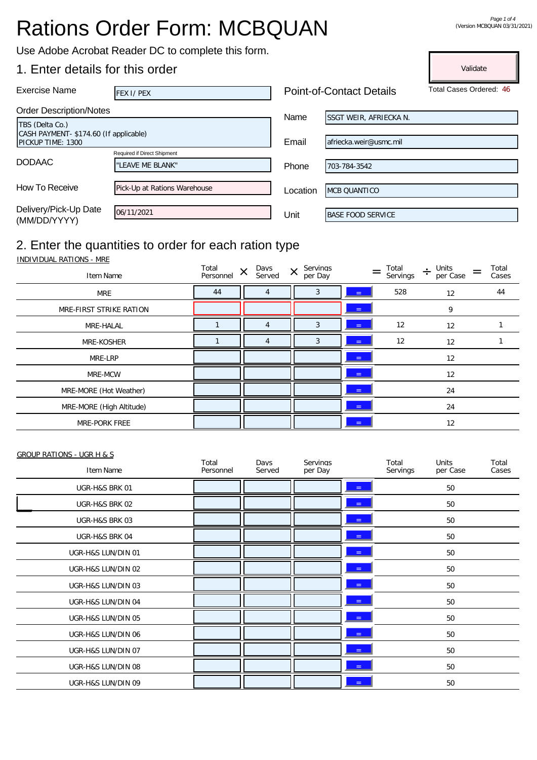# Rations Order Form: MCBQUAN

(Version MCBQUAN 03/31/2021)

Use Adobe Acrobat Reader DC to complete this form.

## 1. Enter details for this order

Validate

Total Cases Ordered: 46

| Field | Value |
|---|---|
| Exercise Name | FEX I/ PEX |
| Order Description/Notes | TBS (Delta Co.)<br>CASH PAYMENT- $174.60 (If applicable)<br>PICKUP TIME: 1300 |
| DODAAC (Required if Direct Shipment) | "LEAVE ME BLANK" |
| How To Receive | Pick-Up at Rations Warehouse |
| Delivery/Pick-Up Date (MM/DD/YYYY) | 06/11/2021 |

**Point-of-Contact Details**

| Field | Value |
|---|---|
| Name | SSGT WEIR, AFRIECKA N. |
| Email | afriecka.weir@usmc.mil |
| Phone | 703-784-3542 |
| Location | MCB QUANTICO |
| Unit | BASE FOOD SERVICE |

## 2. Enter the quantities to order for each ration type

INDIVIDUAL RATIONS - MRE

| Item Name | Total Personnel | × | Days Served | × | Servings per Day | = | Total Servings | ÷ | Units per Case | = | Total Cases |
|---|---|---|---|---|---|---|---|---|---|---|---|
| MRE | 44 | | 4 | | 3 | | 528 | | 12 | | 44 |
| MRE-FIRST STRIKE RATION | | | | | | | | | 9 | | |
| MRE-HALAL | 1 | | 4 | | 3 | | 12 | | 12 | | 1 |
| MRE-KOSHER | 1 | | 4 | | 3 | | 12 | | 12 | | 1 |
| MRE-LRP | | | | | | | | | 12 | | |
| MRE-MCW | | | | | | | | | 12 | | |
| MRE-MORE (Hot Weather) | | | | | | | | | 24 | | |
| MRE-MORE (High Altitude) | | | | | | | | | 24 | | |
| MRE-PORK FREE | | | | | | | | | 12 | | |

GROUP RATIONS - UGR H & S

| Item Name | Total Personnel | Days Served | Servings per Day | Total Servings | Units per Case | Total Cases |
|---|---|---|---|---|---|---|
| UGR-H&S BRK 01 | | | | | 50 | |
| UGR-H&S BRK 02 | | | | | 50 | |
| UGR-H&S BRK 03 | | | | | 50 | |
| UGR-H&S BRK 04 | | | | | 50 | |
| UGR-H&S LUN/DIN 01 | | | | | 50 | |
| UGR-H&S LUN/DIN 02 | | | | | 50 | |
| UGR-H&S LUN/DIN 03 | | | | | 50 | |
| UGR-H&S LUN/DIN 04 | | | | | 50 | |
| UGR-H&S LUN/DIN 05 | | | | | 50 | |
| UGR-H&S LUN/DIN 06 | | | | | 50 | |
| UGR-H&S LUN/DIN 07 | | | | | 50 | |
| UGR-H&S LUN/DIN 08 | | | | | 50 | |
| UGR-H&S LUN/DIN 09 | | | | | 50 | |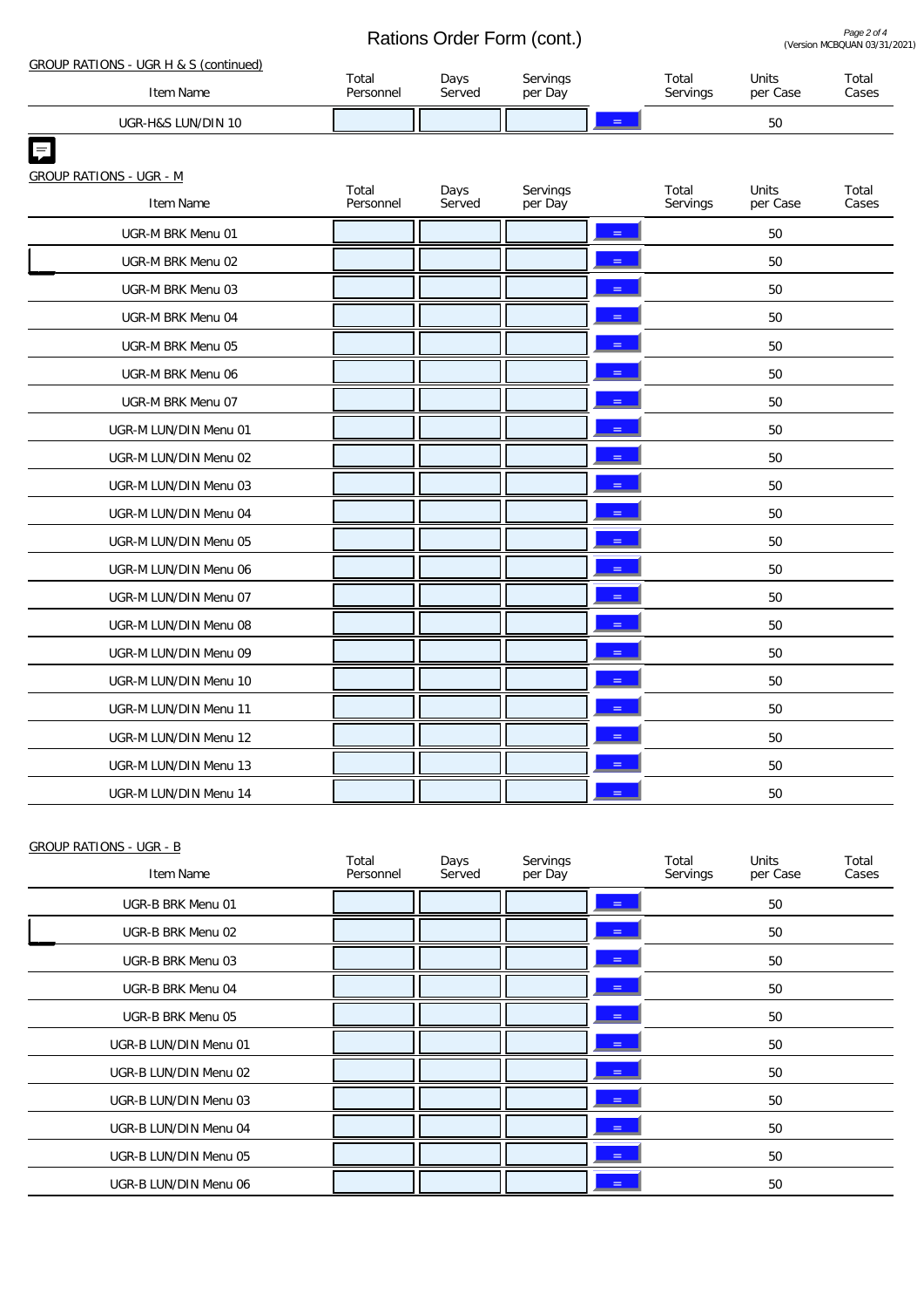# Rations Order Form (cont.)

*(Version MCBQUAN 03/31/2021)*

GROUP RATIONS - UGR H & S (continued)

| Item Name | Total Personnel | Days Served | Servings per Day | | Total Servings | Units per Case | Total Cases |
|---|---|---|---|---|---|---|---|
| UGR-H&S LUN/DIN 10 | | | | = | | 50 | |

GROUP RATIONS - UGR - M

| Item Name | Total Personnel | Days Served | Servings per Day | | Total Servings | Units per Case | Total Cases |
|---|---|---|---|---|---|---|---|
| UGR-M BRK Menu 01 | | | | = | | 50 | |
| UGR-M BRK Menu 02 | | | | = | | 50 | |
| UGR-M BRK Menu 03 | | | | = | | 50 | |
| UGR-M BRK Menu 04 | | | | = | | 50 | |
| UGR-M BRK Menu 05 | | | | = | | 50 | |
| UGR-M BRK Menu 06 | | | | = | | 50 | |
| UGR-M BRK Menu 07 | | | | = | | 50 | |
| UGR-M LUN/DIN Menu 01 | | | | = | | 50 | |
| UGR-M LUN/DIN Menu 02 | | | | = | | 50 | |
| UGR-M LUN/DIN Menu 03 | | | | = | | 50 | |
| UGR-M LUN/DIN Menu 04 | | | | = | | 50 | |
| UGR-M LUN/DIN Menu 05 | | | | = | | 50 | |
| UGR-M LUN/DIN Menu 06 | | | | = | | 50 | |
| UGR-M LUN/DIN Menu 07 | | | | = | | 50 | |
| UGR-M LUN/DIN Menu 08 | | | | = | | 50 | |
| UGR-M LUN/DIN Menu 09 | | | | = | | 50 | |
| UGR-M LUN/DIN Menu 10 | | | | = | | 50 | |
| UGR-M LUN/DIN Menu 11 | | | | = | | 50 | |
| UGR-M LUN/DIN Menu 12 | | | | = | | 50 | |
| UGR-M LUN/DIN Menu 13 | | | | = | | 50 | |
| UGR-M LUN/DIN Menu 14 | | | | = | | 50 | |

GROUP RATIONS - UGR - B

| Item Name | Total Personnel | Days Served | Servings per Day | | Total Servings | Units per Case | Total Cases |
|---|---|---|---|---|---|---|---|
| UGR-B BRK Menu 01 | | | | = | | 50 | |
| UGR-B BRK Menu 02 | | | | = | | 50 | |
| UGR-B BRK Menu 03 | | | | = | | 50 | |
| UGR-B BRK Menu 04 | | | | = | | 50 | |
| UGR-B BRK Menu 05 | | | | = | | 50 | |
| UGR-B LUN/DIN Menu 01 | | | | = | | 50 | |
| UGR-B LUN/DIN Menu 02 | | | | = | | 50 | |
| UGR-B LUN/DIN Menu 03 | | | | = | | 50 | |
| UGR-B LUN/DIN Menu 04 | | | | = | | 50 | |
| UGR-B LUN/DIN Menu 05 | | | | = | | 50 | |
| UGR-B LUN/DIN Menu 06 | | | | = | | 50 | |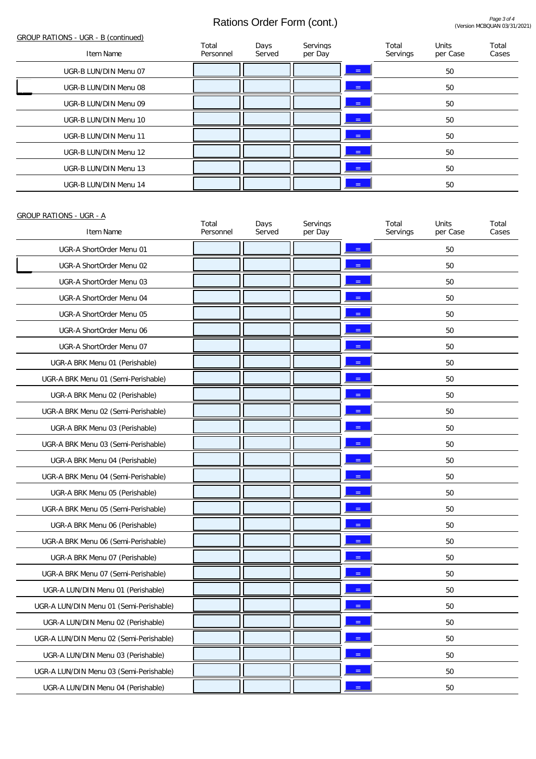# Rations Order Form (cont.)

GROUP RATIONS - UGR - B (continued)

| Item Name | Total Personnel | Days Served | Servings per Day | | Total Servings | Units per Case | Total Cases |
|---|---|---|---|---|---|---|---|
| UGR-B LUN/DIN Menu 07 | | | | = | | 50 | |
| UGR-B LUN/DIN Menu 08 | | | | = | | 50 | |
| UGR-B LUN/DIN Menu 09 | | | | = | | 50 | |
| UGR-B LUN/DIN Menu 10 | | | | = | | 50 | |
| UGR-B LUN/DIN Menu 11 | | | | = | | 50 | |
| UGR-B LUN/DIN Menu 12 | | | | = | | 50 | |
| UGR-B LUN/DIN Menu 13 | | | | = | | 50 | |
| UGR-B LUN/DIN Menu 14 | | | | = | | 50 | |

GROUP RATIONS - UGR - A

| Item Name | Total Personnel | Days Served | Servings per Day | | Total Servings | Units per Case | Total Cases |
|---|---|---|---|---|---|---|---|
| UGR-A ShortOrder Menu 01 | | | | = | | 50 | |
| UGR-A ShortOrder Menu 02 | | | | = | | 50 | |
| UGR-A ShortOrder Menu 03 | | | | = | | 50 | |
| UGR-A ShortOrder Menu 04 | | | | = | | 50 | |
| UGR-A ShortOrder Menu 05 | | | | = | | 50 | |
| UGR-A ShortOrder Menu 06 | | | | = | | 50 | |
| UGR-A ShortOrder Menu 07 | | | | = | | 50 | |
| UGR-A BRK Menu 01 (Perishable) | | | | = | | 50 | |
| UGR-A BRK Menu 01 (Semi-Perishable) | | | | = | | 50 | |
| UGR-A BRK Menu 02 (Perishable) | | | | = | | 50 | |
| UGR-A BRK Menu 02 (Semi-Perishable) | | | | = | | 50 | |
| UGR-A BRK Menu 03 (Perishable) | | | | = | | 50 | |
| UGR-A BRK Menu 03 (Semi-Perishable) | | | | = | | 50 | |
| UGR-A BRK Menu 04 (Perishable) | | | | = | | 50 | |
| UGR-A BRK Menu 04 (Semi-Perishable) | | | | = | | 50 | |
| UGR-A BRK Menu 05 (Perishable) | | | | = | | 50 | |
| UGR-A BRK Menu 05 (Semi-Perishable) | | | | = | | 50 | |
| UGR-A BRK Menu 06 (Perishable) | | | | = | | 50 | |
| UGR-A BRK Menu 06 (Semi-Perishable) | | | | = | | 50 | |
| UGR-A BRK Menu 07 (Perishable) | | | | = | | 50 | |
| UGR-A BRK Menu 07 (Semi-Perishable) | | | | = | | 50 | |
| UGR-A LUN/DIN Menu 01 (Perishable) | | | | = | | 50 | |
| UGR-A LUN/DIN Menu 01 (Semi-Perishable) | | | | = | | 50 | |
| UGR-A LUN/DIN Menu 02 (Perishable) | | | | = | | 50 | |
| UGR-A LUN/DIN Menu 02 (Semi-Perishable) | | | | = | | 50 | |
| UGR-A LUN/DIN Menu 03 (Perishable) | | | | = | | 50 | |
| UGR-A LUN/DIN Menu 03 (Semi-Perishable) | | | | = | | 50 | |
| UGR-A LUN/DIN Menu 04 (Perishable) | | | | = | | 50 | |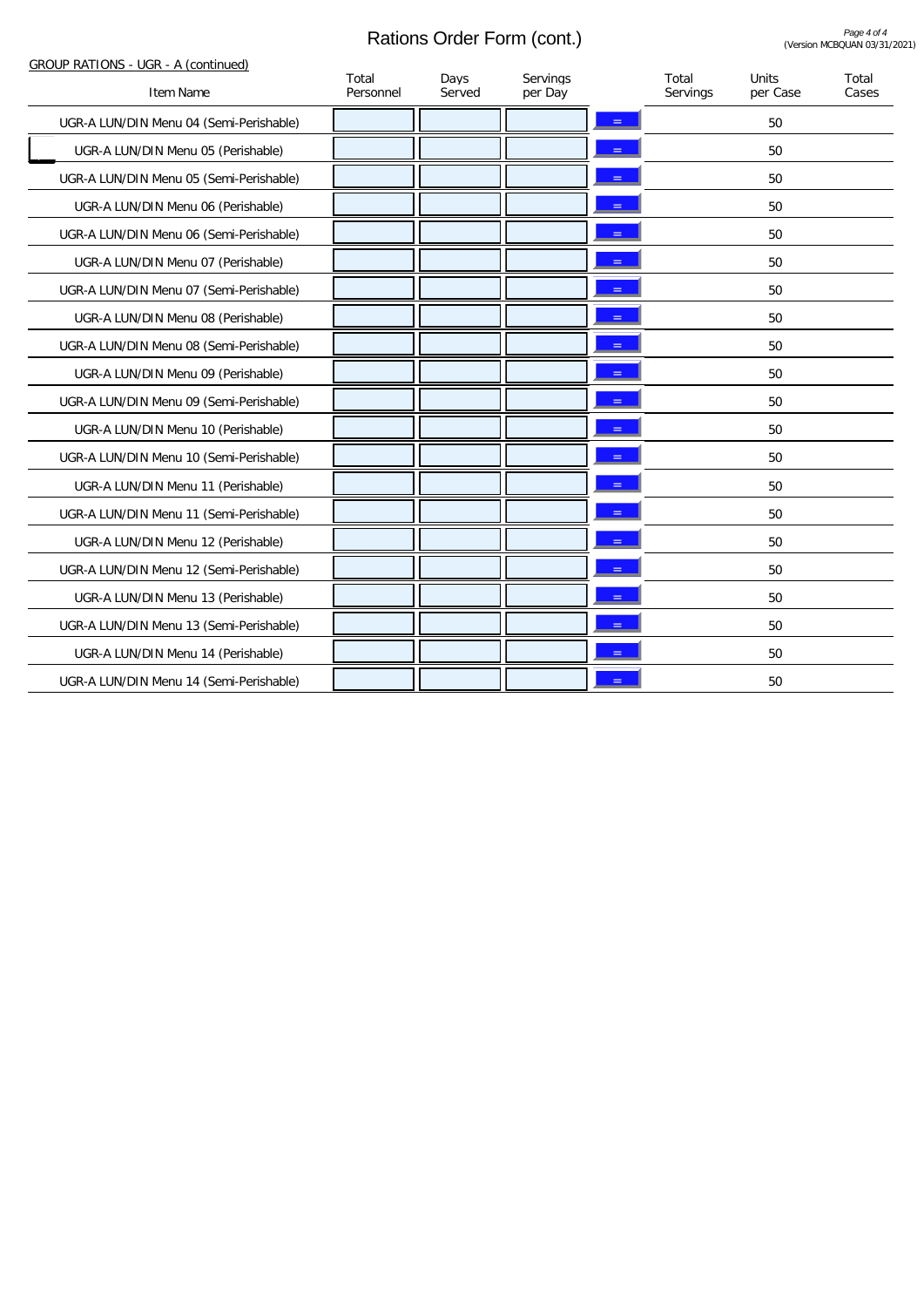# Rations Order Form (cont.)

(Version MCBQUAN 03/31/2021)

GROUP RATIONS - UGR - A (continued)

| Item Name | Total Personnel | Days Served | Servings per Day | | Total Servings | Units per Case | Total Cases |
|---|---|---|---|---|---|---|---|
| UGR-A LUN/DIN Menu 04 (Semi-Perishable) | | | | = | | 50 | |
| UGR-A LUN/DIN Menu 05 (Perishable) | | | | = | | 50 | |
| UGR-A LUN/DIN Menu 05 (Semi-Perishable) | | | | = | | 50 | |
| UGR-A LUN/DIN Menu 06 (Perishable) | | | | = | | 50 | |
| UGR-A LUN/DIN Menu 06 (Semi-Perishable) | | | | = | | 50 | |
| UGR-A LUN/DIN Menu 07 (Perishable) | | | | = | | 50 | |
| UGR-A LUN/DIN Menu 07 (Semi-Perishable) | | | | = | | 50 | |
| UGR-A LUN/DIN Menu 08 (Perishable) | | | | = | | 50 | |
| UGR-A LUN/DIN Menu 08 (Semi-Perishable) | | | | = | | 50 | |
| UGR-A LUN/DIN Menu 09 (Perishable) | | | | = | | 50 | |
| UGR-A LUN/DIN Menu 09 (Semi-Perishable) | | | | = | | 50 | |
| UGR-A LUN/DIN Menu 10 (Perishable) | | | | = | | 50 | |
| UGR-A LUN/DIN Menu 10 (Semi-Perishable) | | | | = | | 50 | |
| UGR-A LUN/DIN Menu 11 (Perishable) | | | | = | | 50 | |
| UGR-A LUN/DIN Menu 11 (Semi-Perishable) | | | | = | | 50 | |
| UGR-A LUN/DIN Menu 12 (Perishable) | | | | = | | 50 | |
| UGR-A LUN/DIN Menu 12 (Semi-Perishable) | | | | = | | 50 | |
| UGR-A LUN/DIN Menu 13 (Perishable) | | | | = | | 50 | |
| UGR-A LUN/DIN Menu 13 (Semi-Perishable) | | | | = | | 50 | |
| UGR-A LUN/DIN Menu 14 (Perishable) | | | | = | | 50 | |
| UGR-A LUN/DIN Menu 14 (Semi-Perishable) | | | | = | | 50 | |